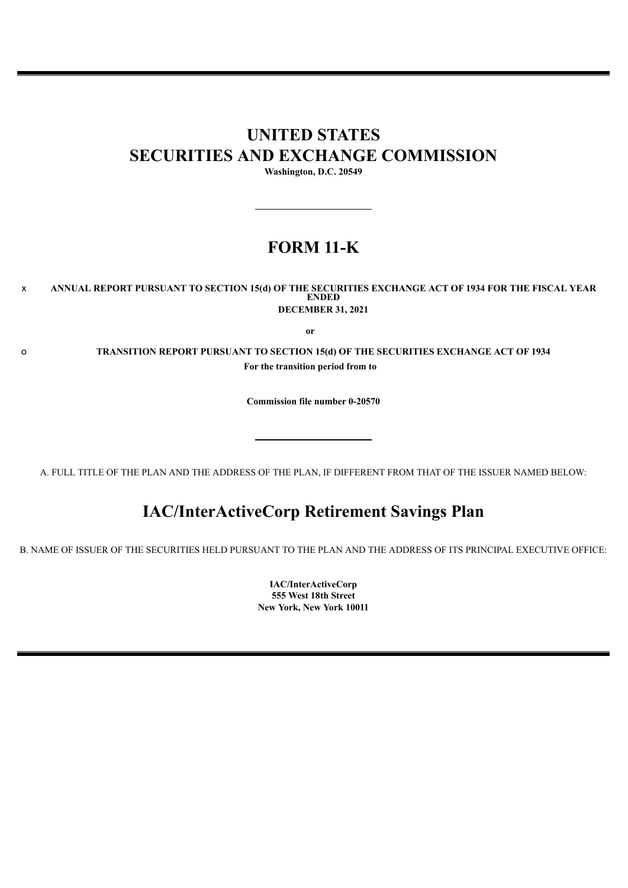# UNITED STATES
# SECURITIES AND EXCHANGE COMMISSION

**Washington, D.C. 20549**

---

# FORM 11-K

x **ANNUAL REPORT PURSUANT TO SECTION 15(d) OF THE SECURITIES EXCHANGE ACT OF 1934 FOR THE FISCAL YEAR ENDED DECEMBER 31, 2021**

**or**

o **TRANSITION REPORT PURSUANT TO SECTION 15(d) OF THE SECURITIES EXCHANGE ACT OF 1934**

**For the transition period from to**

**Commission file number 0-20570**

---

A. FULL TITLE OF THE PLAN AND THE ADDRESS OF THE PLAN, IF DIFFERENT FROM THAT OF THE ISSUER NAMED BELOW:

## IAC/InterActiveCorp Retirement Savings Plan

B. NAME OF ISSUER OF THE SECURITIES HELD PURSUANT TO THE PLAN AND THE ADDRESS OF ITS PRINCIPAL EXECUTIVE OFFICE:

**IAC/InterActiveCorp**
**555 West 18th Street**
**New York, New York 10011**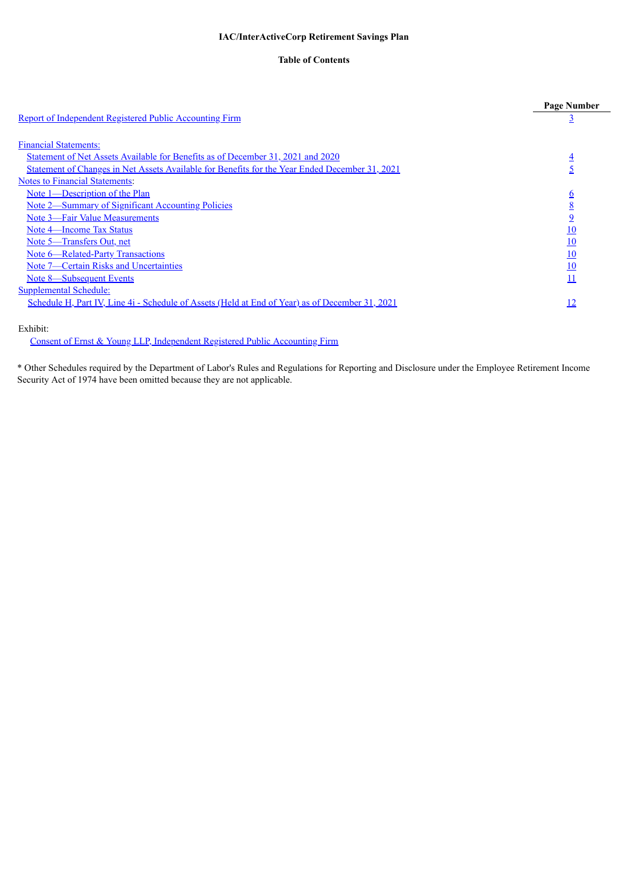**IAC/InterActiveCorp Retirement Savings Plan**

**Table of Contents**

| | Page Number |
|---|---|
| Report of Independent Registered Public Accounting Firm | 3 |
| | |
| Financial Statements: | |
| Statement of Net Assets Available for Benefits as of December 31, 2021 and 2020 | 4 |
| Statement of Changes in Net Assets Available for Benefits for the Year Ended December 31, 2021 | 5 |
| Notes to Financial Statements: | |
| Note 1—Description of the Plan | 6 |
| Note 2—Summary of Significant Accounting Policies | 8 |
| Note 3—Fair Value Measurements | 9 |
| Note 4—Income Tax Status | 10 |
| Note 5—Transfers Out, net | 10 |
| Note 6—Related-Party Transactions | 10 |
| Note 7—Certain Risks and Uncertainties | 10 |
| Note 8—Subsequent Events | 11 |
| Supplemental Schedule: | |
| Schedule H, Part IV, Line 4i - Schedule of Assets (Held at End of Year) as of December 31, 2021 | 12 |

Exhibit:

Consent of Ernst & Young LLP, Independent Registered Public Accounting Firm

* Other Schedules required by the Department of Labor's Rules and Regulations for Reporting and Disclosure under the Employee Retirement Income Security Act of 1974 have been omitted because they are not applicable.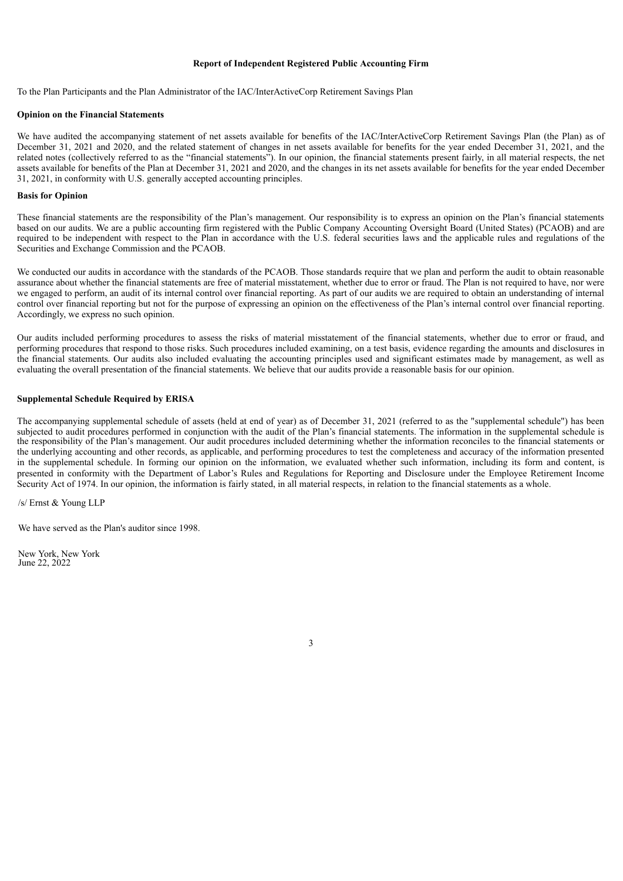# Report of Independent Registered Public Accounting Firm

To the Plan Participants and the Plan Administrator of the IAC/InterActiveCorp Retirement Savings Plan

**Opinion on the Financial Statements**

We have audited the accompanying statement of net assets available for benefits of the IAC/InterActiveCorp Retirement Savings Plan (the Plan) as of December 31, 2021 and 2020, and the related statement of changes in net assets available for benefits for the year ended December 31, 2021, and the related notes (collectively referred to as the "financial statements"). In our opinion, the financial statements present fairly, in all material respects, the net assets available for benefits of the Plan at December 31, 2021 and 2020, and the changes in its net assets available for benefits for the year ended December 31, 2021, in conformity with U.S. generally accepted accounting principles.

**Basis for Opinion**

These financial statements are the responsibility of the Plan's management. Our responsibility is to express an opinion on the Plan's financial statements based on our audits. We are a public accounting firm registered with the Public Company Accounting Oversight Board (United States) (PCAOB) and are required to be independent with respect to the Plan in accordance with the U.S. federal securities laws and the applicable rules and regulations of the Securities and Exchange Commission and the PCAOB.

We conducted our audits in accordance with the standards of the PCAOB. Those standards require that we plan and perform the audit to obtain reasonable assurance about whether the financial statements are free of material misstatement, whether due to error or fraud. The Plan is not required to have, nor were we engaged to perform, an audit of its internal control over financial reporting. As part of our audits we are required to obtain an understanding of internal control over financial reporting but not for the purpose of expressing an opinion on the effectiveness of the Plan's internal control over financial reporting. Accordingly, we express no such opinion.

Our audits included performing procedures to assess the risks of material misstatement of the financial statements, whether due to error or fraud, and performing procedures that respond to those risks. Such procedures included examining, on a test basis, evidence regarding the amounts and disclosures in the financial statements. Our audits also included evaluating the accounting principles used and significant estimates made by management, as well as evaluating the overall presentation of the financial statements. We believe that our audits provide a reasonable basis for our opinion.

**Supplemental Schedule Required by ERISA**

The accompanying supplemental schedule of assets (held at end of year) as of December 31, 2021 (referred to as the "supplemental schedule") has been subjected to audit procedures performed in conjunction with the audit of the Plan's financial statements. The information in the supplemental schedule is the responsibility of the Plan's management. Our audit procedures included determining whether the information reconciles to the financial statements or the underlying accounting and other records, as applicable, and performing procedures to test the completeness and accuracy of the information presented in the supplemental schedule. In forming our opinion on the information, we evaluated whether such information, including its form and content, is presented in conformity with the Department of Labor's Rules and Regulations for Reporting and Disclosure under the Employee Retirement Income Security Act of 1974. In our opinion, the information is fairly stated, in all material respects, in relation to the financial statements as a whole.

/s/ Ernst & Young LLP

We have served as the Plan's auditor since 1998.

New York, New York
June 22, 2022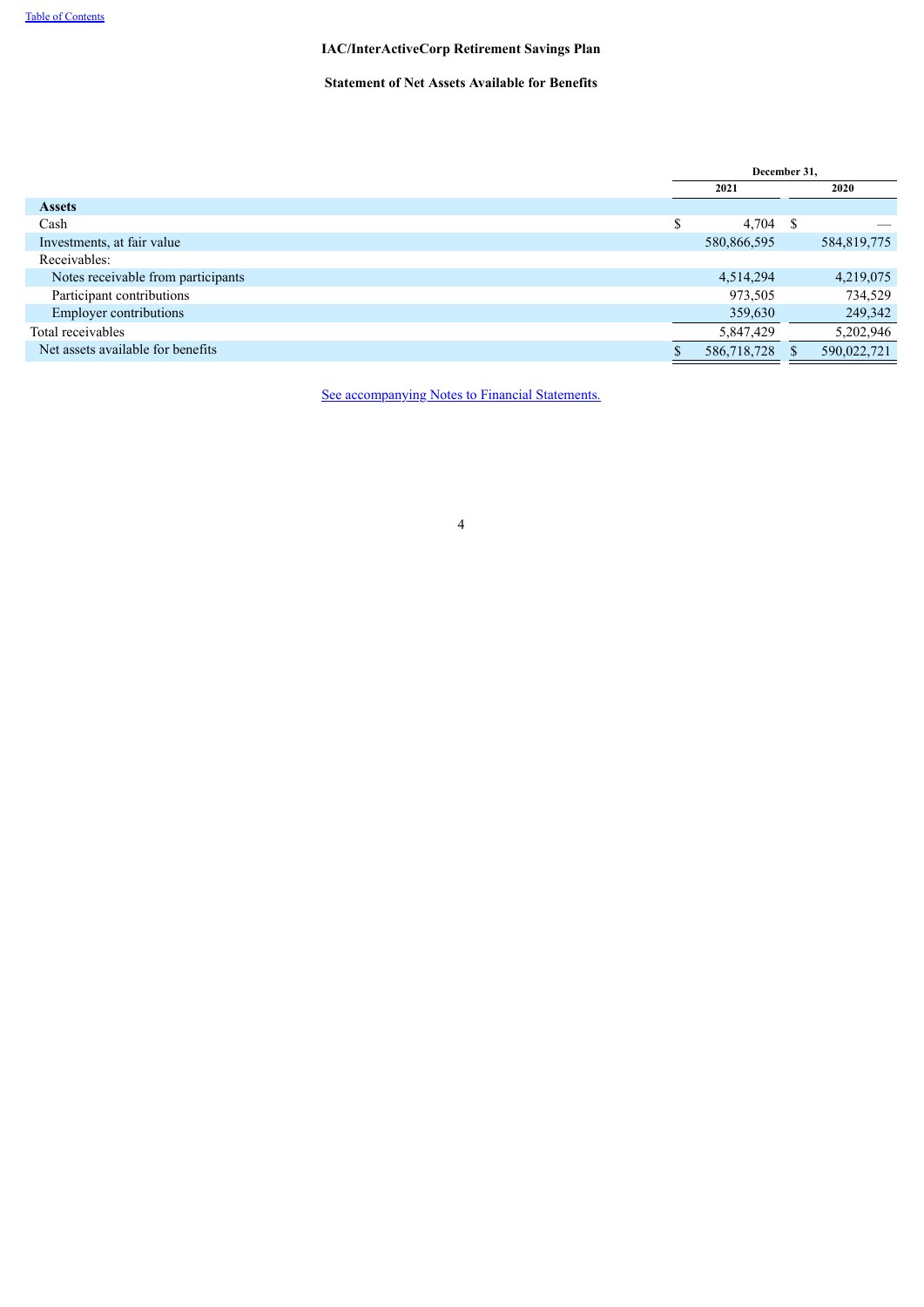# IAC/InterActiveCorp Retirement Savings Plan

## Statement of Net Assets Available for Benefits

| | December 31, | |
|---|---|---|
| | 2021 | 2020 |
| **Assets** | | |
| Cash | $ 4,704 | $ — |
| Investments, at fair value | 580,866,595 | 584,819,775 |
| Receivables: | | |
| Notes receivable from participants | 4,514,294 | 4,219,075 |
| Participant contributions | 973,505 | 734,529 |
| Employer contributions | 359,630 | 249,342 |
| Total receivables | 5,847,429 | 5,202,946 |
| Net assets available for benefits | $ 586,718,728 | $ 590,022,721 |

See accompanying Notes to Financial Statements.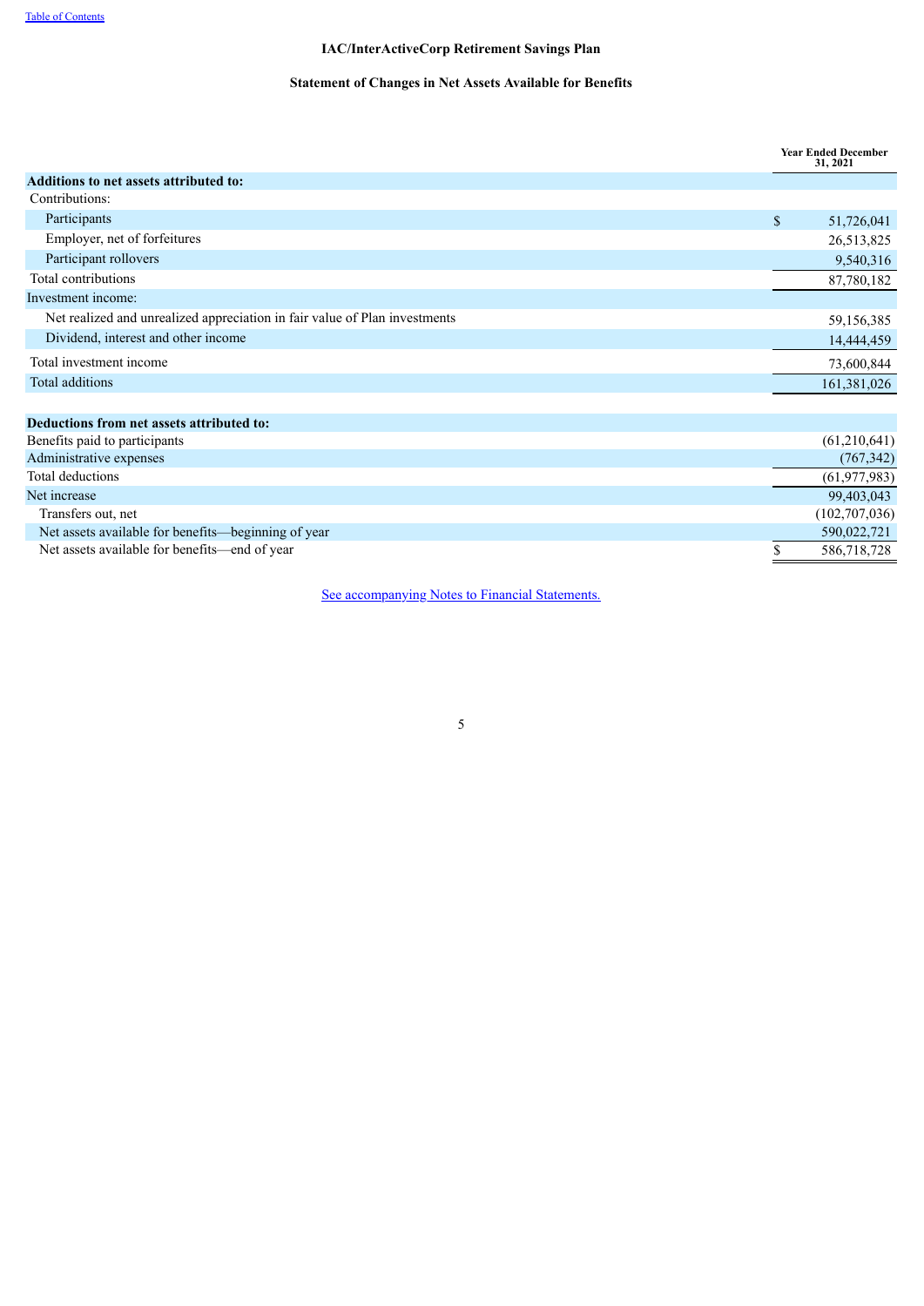Table of Contents

# IAC/InterActiveCorp Retirement Savings Plan

## Statement of Changes in Net Assets Available for Benefits

| | Year Ended December 31, 2021 |
|---|---|
| **Additions to net assets attributed to:** | |
| Contributions: | |
| Participants | $ 51,726,041 |
| Employer, net of forfeitures | 26,513,825 |
| Participant rollovers | 9,540,316 |
| Total contributions | 87,780,182 |
| Investment income: | |
| Net realized and unrealized appreciation in fair value of Plan investments | 59,156,385 |
| Dividend, interest and other income | 14,444,459 |
| Total investment income | 73,600,844 |
| Total additions | 161,381,026 |
| | |
| **Deductions from net assets attributed to:** | |
| Benefits paid to participants | (61,210,641) |
| Administrative expenses | (767,342) |
| Total deductions | (61,977,983) |
| Net increase | 99,403,043 |
| Transfers out, net | (102,707,036) |
| Net assets available for benefits—beginning of year | 590,022,721 |
| Net assets available for benefits—end of year | $ 586,718,728 |

See accompanying Notes to Financial Statements.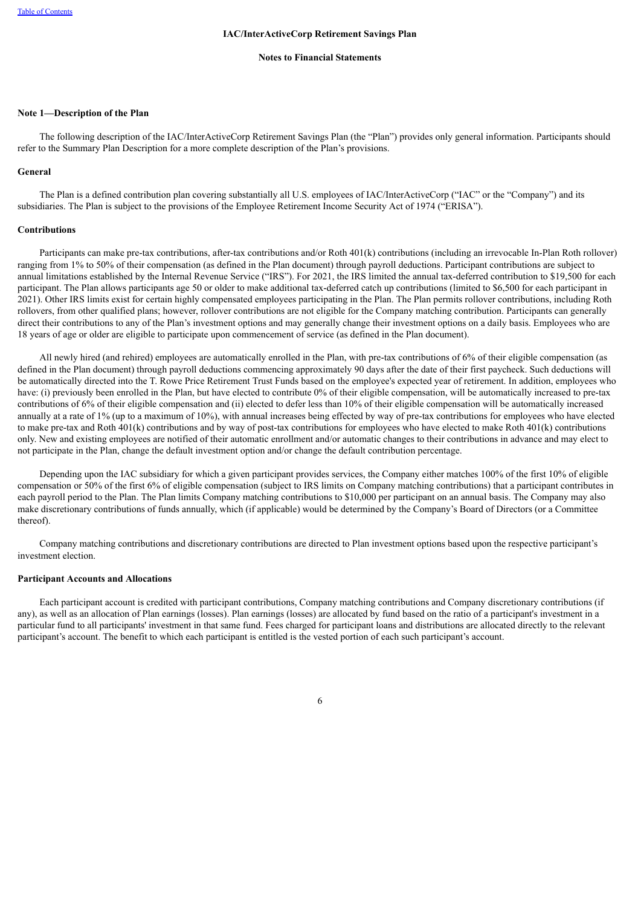## IAC/InterActiveCorp Retirement Savings Plan

### Notes to Financial Statements

### Note 1—Description of the Plan

The following description of the IAC/InterActiveCorp Retirement Savings Plan (the "Plan") provides only general information. Participants should refer to the Summary Plan Description for a more complete description of the Plan's provisions.

#### General

The Plan is a defined contribution plan covering substantially all U.S. employees of IAC/InterActiveCorp ("IAC" or the "Company") and its subsidiaries. The Plan is subject to the provisions of the Employee Retirement Income Security Act of 1974 ("ERISA").

#### Contributions

Participants can make pre-tax contributions, after-tax contributions and/or Roth 401(k) contributions (including an irrevocable In-Plan Roth rollover) ranging from 1% to 50% of their compensation (as defined in the Plan document) through payroll deductions. Participant contributions are subject to annual limitations established by the Internal Revenue Service ("IRS"). For 2021, the IRS limited the annual tax-deferred contribution to $19,500 for each participant. The Plan allows participants age 50 or older to make additional tax-deferred catch up contributions (limited to $6,500 for each participant in 2021). Other IRS limits exist for certain highly compensated employees participating in the Plan. The Plan permits rollover contributions, including Roth rollovers, from other qualified plans; however, rollover contributions are not eligible for the Company matching contribution. Participants can generally direct their contributions to any of the Plan's investment options and may generally change their investment options on a daily basis. Employees who are 18 years of age or older are eligible to participate upon commencement of service (as defined in the Plan document).

All newly hired (and rehired) employees are automatically enrolled in the Plan, with pre-tax contributions of 6% of their eligible compensation (as defined in the Plan document) through payroll deductions commencing approximately 90 days after the date of their first paycheck. Such deductions will be automatically directed into the T. Rowe Price Retirement Trust Funds based on the employee's expected year of retirement. In addition, employees who have: (i) previously been enrolled in the Plan, but have elected to contribute 0% of their eligible compensation, will be automatically increased to pre-tax contributions of 6% of their eligible compensation and (ii) elected to defer less than 10% of their eligible compensation will be automatically increased annually at a rate of 1% (up to a maximum of 10%), with annual increases being effected by way of pre-tax contributions for employees who have elected to make pre-tax and Roth 401(k) contributions and by way of post-tax contributions for employees who have elected to make Roth 401(k) contributions only. New and existing employees are notified of their automatic enrollment and/or automatic changes to their contributions in advance and may elect to not participate in the Plan, change the default investment option and/or change the default contribution percentage.

Depending upon the IAC subsidiary for which a given participant provides services, the Company either matches 100% of the first 10% of eligible compensation or 50% of the first 6% of eligible compensation (subject to IRS limits on Company matching contributions) that a participant contributes in each payroll period to the Plan. The Plan limits Company matching contributions to $10,000 per participant on an annual basis. The Company may also make discretionary contributions of funds annually, which (if applicable) would be determined by the Company's Board of Directors (or a Committee thereof).

Company matching contributions and discretionary contributions are directed to Plan investment options based upon the respective participant's investment election.

#### Participant Accounts and Allocations

Each participant account is credited with participant contributions, Company matching contributions and Company discretionary contributions (if any), as well as an allocation of Plan earnings (losses). Plan earnings (losses) are allocated by fund based on the ratio of a participant's investment in a particular fund to all participants' investment in that same fund. Fees charged for participant loans and distributions are allocated directly to the relevant participant's account. The benefit to which each participant is entitled is the vested portion of each such participant's account.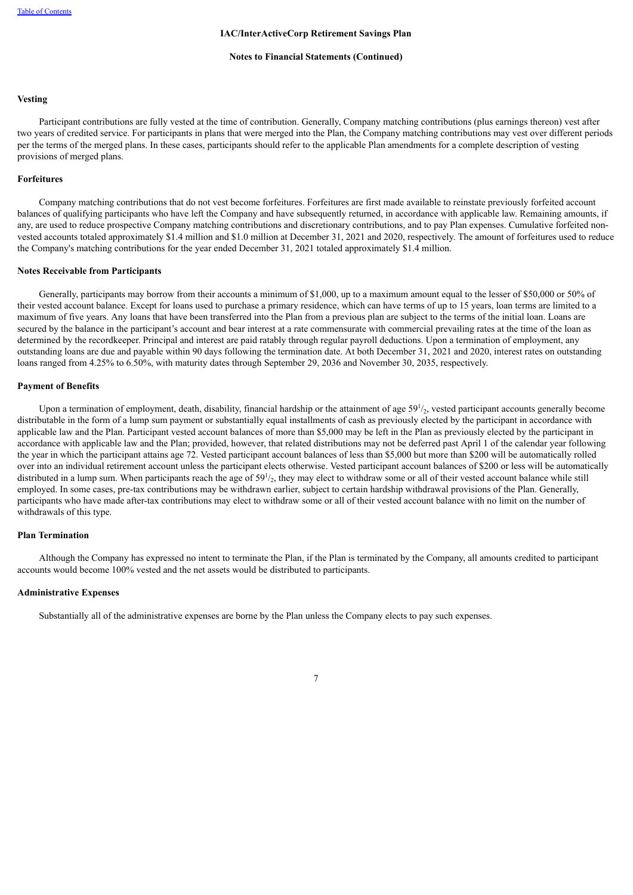**Vesting**

Participant contributions are fully vested at the time of contribution. Generally, Company matching contributions (plus earnings thereon) vest after two years of credited service. For participants in plans that were merged into the Plan, the Company matching contributions may vest over different periods per the terms of the merged plans. In these cases, participants should refer to the applicable Plan amendments for a complete description of vesting provisions of merged plans.

**Forfeitures**

Company matching contributions that do not vest become forfeitures. Forfeitures are first made available to reinstate previously forfeited account balances of qualifying participants who have left the Company and have subsequently returned, in accordance with applicable law. Remaining amounts, if any, are used to reduce prospective Company matching contributions and discretionary contributions, and to pay Plan expenses. Cumulative forfeited non-vested accounts totaled approximately $1.4 million and $1.0 million at December 31, 2021 and 2020, respectively. The amount of forfeitures used to reduce the Company's matching contributions for the year ended December 31, 2021 totaled approximately $1.4 million.

**Notes Receivable from Participants**

Generally, participants may borrow from their accounts a minimum of $1,000, up to a maximum amount equal to the lesser of $50,000 or 50% of their vested account balance. Except for loans used to purchase a primary residence, which can have terms of up to 15 years, loan terms are limited to a maximum of five years. Any loans that have been transferred into the Plan from a previous plan are subject to the terms of the initial loan. Loans are secured by the balance in the participant's account and bear interest at a rate commensurate with commercial prevailing rates at the time of the loan as determined by the recordkeeper. Principal and interest are paid ratably through regular payroll deductions. Upon a termination of employment, any outstanding loans are due and payable within 90 days following the termination date. At both December 31, 2021 and 2020, interest rates on outstanding loans ranged from 4.25% to 6.50%, with maturity dates through September 29, 2036 and November 30, 2035, respectively.

**Payment of Benefits**

Upon a termination of employment, death, disability, financial hardship or the attainment of age 59½, vested participant accounts generally become distributable in the form of a lump sum payment or substantially equal installments of cash as previously elected by the participant in accordance with applicable law and the Plan. Participant vested account balances of more than $5,000 may be left in the Plan as previously elected by the participant in accordance with applicable law and the Plan; provided, however, that related distributions may not be deferred past April 1 of the calendar year following the year in which the participant attains age 72. Vested participant account balances of less than $5,000 but more than $200 will be automatically rolled over into an individual retirement account unless the participant elects otherwise. Vested participant account balances of $200 or less will be automatically distributed in a lump sum. When participants reach the age of 59½, they may elect to withdraw some or all of their vested account balance while still employed. In some cases, pre-tax contributions may be withdrawn earlier, subject to certain hardship withdrawal provisions of the Plan. Generally, participants who have made after-tax contributions may elect to withdraw some or all of their vested account balance with no limit on the number of withdrawals of this type.

**Plan Termination**

Although the Company has expressed no intent to terminate the Plan, if the Plan is terminated by the Company, all amounts credited to participant accounts would become 100% vested and the net assets would be distributed to participants.

**Administrative Expenses**

Substantially all of the administrative expenses are borne by the Plan unless the Company elects to pay such expenses.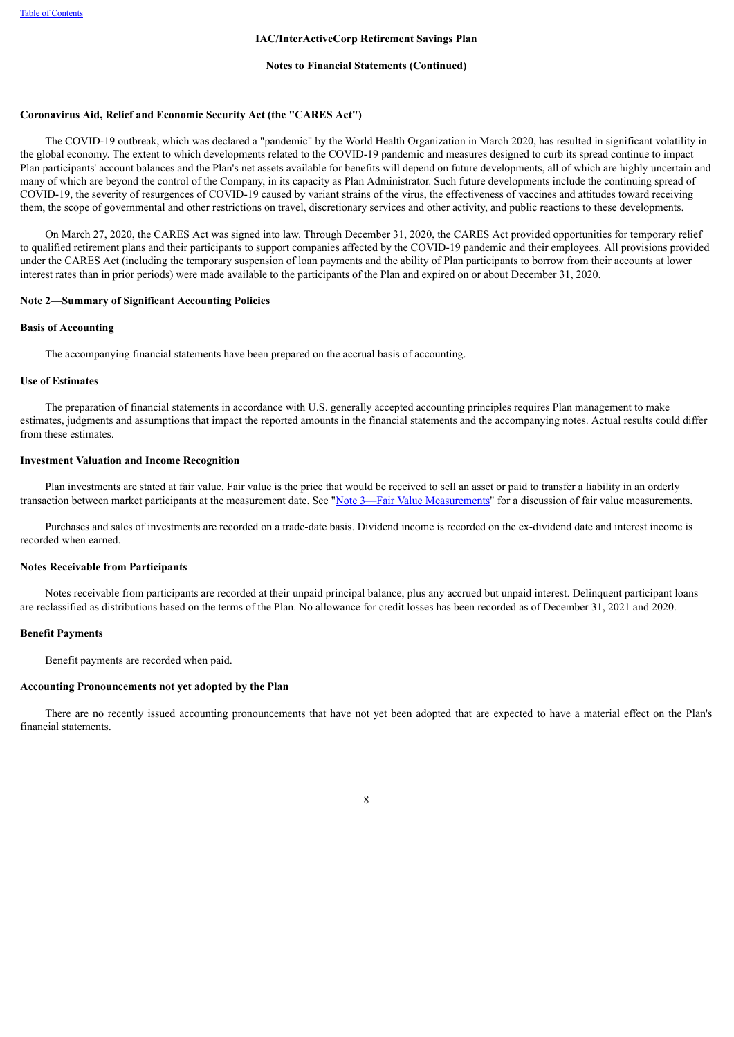### Coronavirus Aid, Relief and Economic Security Act (the "CARES Act")

The COVID-19 outbreak, which was declared a "pandemic" by the World Health Organization in March 2020, has resulted in significant volatility in the global economy. The extent to which developments related to the COVID-19 pandemic and measures designed to curb its spread continue to impact Plan participants' account balances and the Plan's net assets available for benefits will depend on future developments, all of which are highly uncertain and many of which are beyond the control of the Company, in its capacity as Plan Administrator. Such future developments include the continuing spread of COVID-19, the severity of resurgences of COVID-19 caused by variant strains of the virus, the effectiveness of vaccines and attitudes toward receiving them, the scope of governmental and other restrictions on travel, discretionary services and other activity, and public reactions to these developments.

On March 27, 2020, the CARES Act was signed into law. Through December 31, 2020, the CARES Act provided opportunities for temporary relief to qualified retirement plans and their participants to support companies affected by the COVID-19 pandemic and their employees. All provisions provided under the CARES Act (including the temporary suspension of loan payments and the ability of Plan participants to borrow from their accounts at lower interest rates than in prior periods) were made available to the participants of the Plan and expired on or about December 31, 2020.

## Note 2—Summary of Significant Accounting Policies

### Basis of Accounting

The accompanying financial statements have been prepared on the accrual basis of accounting.

### Use of Estimates

The preparation of financial statements in accordance with U.S. generally accepted accounting principles requires Plan management to make estimates, judgments and assumptions that impact the reported amounts in the financial statements and the accompanying notes. Actual results could differ from these estimates.

### Investment Valuation and Income Recognition

Plan investments are stated at fair value. Fair value is the price that would be received to sell an asset or paid to transfer a liability in an orderly transaction between market participants at the measurement date. See "Note 3—Fair Value Measurements" for a discussion of fair value measurements.

Purchases and sales of investments are recorded on a trade-date basis. Dividend income is recorded on the ex-dividend date and interest income is recorded when earned.

### Notes Receivable from Participants

Notes receivable from participants are recorded at their unpaid principal balance, plus any accrued but unpaid interest. Delinquent participant loans are reclassified as distributions based on the terms of the Plan. No allowance for credit losses has been recorded as of December 31, 2021 and 2020.

### Benefit Payments

Benefit payments are recorded when paid.

### Accounting Pronouncements not yet adopted by the Plan

There are no recently issued accounting pronouncements that have not yet been adopted that are expected to have a material effect on the Plan's financial statements.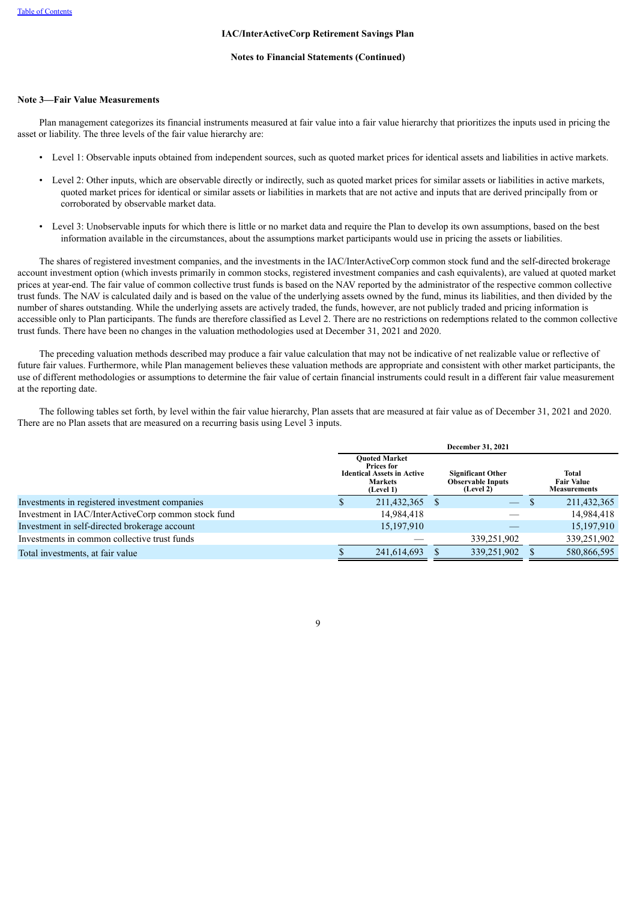IAC/InterActiveCorp Retirement Savings Plan

Notes to Financial Statements (Continued)

### Note 3—Fair Value Measurements

Plan management categorizes its financial instruments measured at fair value into a fair value hierarchy that prioritizes the inputs used in pricing the asset or liability. The three levels of the fair value hierarchy are:

- Level 1: Observable inputs obtained from independent sources, such as quoted market prices for identical assets and liabilities in active markets.
- Level 2: Other inputs, which are observable directly or indirectly, such as quoted market prices for similar assets or liabilities in active markets, quoted market prices for identical or similar assets or liabilities in markets that are not active and inputs that are derived principally from or corroborated by observable market data.
- Level 3: Unobservable inputs for which there is little or no market data and require the Plan to develop its own assumptions, based on the best information available in the circumstances, about the assumptions market participants would use in pricing the assets or liabilities.

The shares of registered investment companies, and the investments in the IAC/InterActiveCorp common stock fund and the self-directed brokerage account investment option (which invests primarily in common stocks, registered investment companies and cash equivalents), are valued at quoted market prices at year-end. The fair value of common collective trust funds is based on the NAV reported by the administrator of the respective common collective trust funds. The NAV is calculated daily and is based on the value of the underlying assets owned by the fund, minus its liabilities, and then divided by the number of shares outstanding. While the underlying assets are actively traded, the funds, however, are not publicly traded and pricing information is accessible only to Plan participants. The funds are therefore classified as Level 2. There are no restrictions on redemptions related to the common collective trust funds. There have been no changes in the valuation methodologies used at December 31, 2021 and 2020.

The preceding valuation methods described may produce a fair value calculation that may not be indicative of net realizable value or reflective of future fair values. Furthermore, while Plan management believes these valuation methods are appropriate and consistent with other market participants, the use of different methodologies or assumptions to determine the fair value of certain financial instruments could result in a different fair value measurement at the reporting date.

The following tables set forth, by level within the fair value hierarchy, Plan assets that are measured at fair value as of December 31, 2021 and 2020. There are no Plan assets that are measured on a recurring basis using Level 3 inputs.

| | December 31, 2021 | | |
|---|---|---|---|
| | Quoted Market Prices for Identical Assets in Active Markets (Level 1) | Significant Other Observable Inputs (Level 2) | Total Fair Value Measurements |
| Investments in registered investment companies | $ 211,432,365 | $ — | $ 211,432,365 |
| Investment in IAC/InterActiveCorp common stock fund | 14,984,418 | — | 14,984,418 |
| Investment in self-directed brokerage account | 15,197,910 | — | 15,197,910 |
| Investments in common collective trust funds | — | 339,251,902 | 339,251,902 |
| Total investments, at fair value | $ 241,614,693 | $ 339,251,902 | $ 580,866,595 |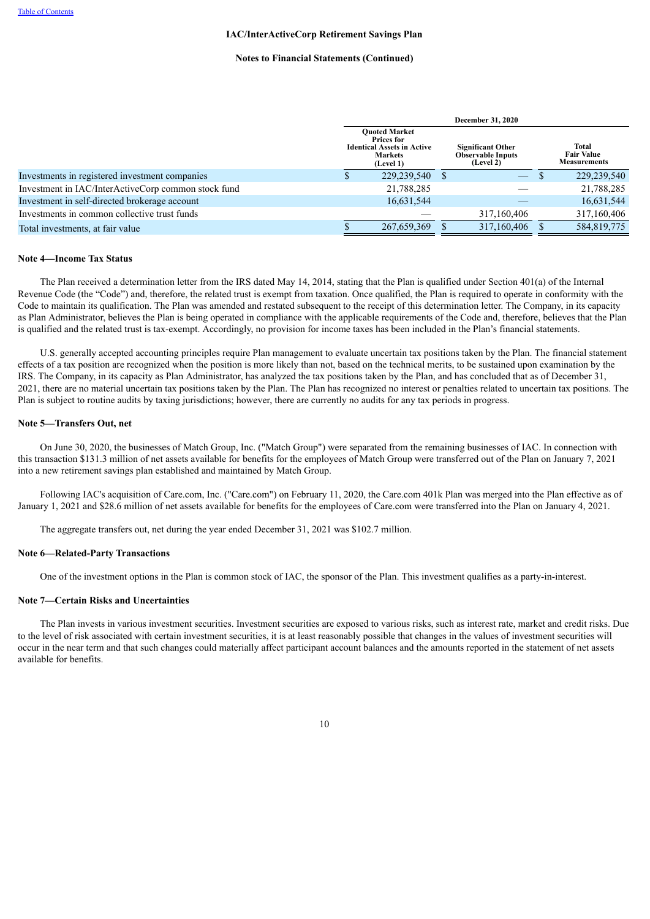IAC/InterActiveCorp Retirement Savings Plan

Notes to Financial Statements (Continued)

| | December 31, 2020 | | |
|---|---|---|---|
| | Quoted Market Prices for Identical Assets in Active Markets (Level 1) | Significant Other Observable Inputs (Level 2) | Total Fair Value Measurements |
| Investments in registered investment companies | $ 229,239,540 | $ — | $ 229,239,540 |
| Investment in IAC/InterActiveCorp common stock fund | 21,788,285 | — | 21,788,285 |
| Investment in self-directed brokerage account | 16,631,544 | — | 16,631,544 |
| Investments in common collective trust funds | — | 317,160,406 | 317,160,406 |
| Total investments, at fair value | $ 267,659,369 | $ 317,160,406 | $ 584,819,775 |

**Note 4—Income Tax Status**

The Plan received a determination letter from the IRS dated May 14, 2014, stating that the Plan is qualified under Section 401(a) of the Internal Revenue Code (the "Code") and, therefore, the related trust is exempt from taxation. Once qualified, the Plan is required to operate in conformity with the Code to maintain its qualification. The Plan was amended and restated subsequent to the receipt of this determination letter. The Company, in its capacity as Plan Administrator, believes the Plan is being operated in compliance with the applicable requirements of the Code and, therefore, believes that the Plan is qualified and the related trust is tax-exempt. Accordingly, no provision for income taxes has been included in the Plan's financial statements.

U.S. generally accepted accounting principles require Plan management to evaluate uncertain tax positions taken by the Plan. The financial statement effects of a tax position are recognized when the position is more likely than not, based on the technical merits, to be sustained upon examination by the IRS. The Company, in its capacity as Plan Administrator, has analyzed the tax positions taken by the Plan, and has concluded that as of December 31, 2021, there are no material uncertain tax positions taken by the Plan. The Plan has recognized no interest or penalties related to uncertain tax positions. The Plan is subject to routine audits by taxing jurisdictions; however, there are currently no audits for any tax periods in progress.

**Note 5—Transfers Out, net**

On June 30, 2020, the businesses of Match Group, Inc. ("Match Group") were separated from the remaining businesses of IAC. In connection with this transaction $131.3 million of net assets available for benefits for the employees of Match Group were transferred out of the Plan on January 7, 2021 into a new retirement savings plan established and maintained by Match Group.

Following IAC's acquisition of Care.com, Inc. ("Care.com") on February 11, 2020, the Care.com 401k Plan was merged into the Plan effective as of January 1, 2021 and $28.6 million of net assets available for benefits for the employees of Care.com were transferred into the Plan on January 4, 2021.

The aggregate transfers out, net during the year ended December 31, 2021 was $102.7 million.

**Note 6—Related-Party Transactions**

One of the investment options in the Plan is common stock of IAC, the sponsor of the Plan. This investment qualifies as a party-in-interest.

**Note 7—Certain Risks and Uncertainties**

The Plan invests in various investment securities. Investment securities are exposed to various risks, such as interest rate, market and credit risks. Due to the level of risk associated with certain investment securities, it is at least reasonably possible that changes in the values of investment securities will occur in the near term and that such changes could materially affect participant account balances and the amounts reported in the statement of net assets available for benefits.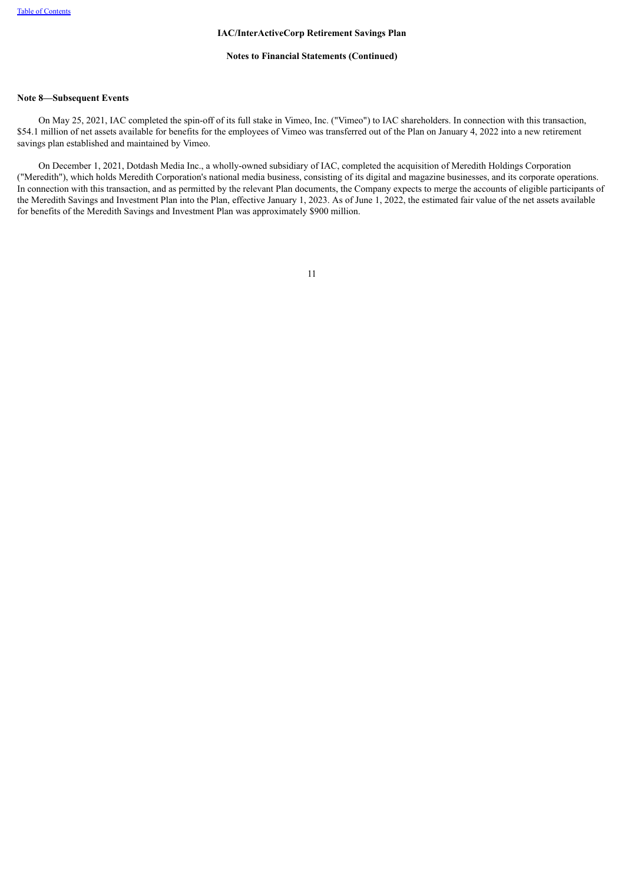**Note 8—Subsequent Events**

On May 25, 2021, IAC completed the spin-off of its full stake in Vimeo, Inc. ("Vimeo") to IAC shareholders. In connection with this transaction, $54.1 million of net assets available for benefits for the employees of Vimeo was transferred out of the Plan on January 4, 2022 into a new retirement savings plan established and maintained by Vimeo.

On December 1, 2021, Dotdash Media Inc., a wholly-owned subsidiary of IAC, completed the acquisition of Meredith Holdings Corporation ("Meredith"), which holds Meredith Corporation's national media business, consisting of its digital and magazine businesses, and its corporate operations. In connection with this transaction, and as permitted by the relevant Plan documents, the Company expects to merge the accounts of eligible participants of the Meredith Savings and Investment Plan into the Plan, effective January 1, 2023. As of June 1, 2022, the estimated fair value of the net assets available for benefits of the Meredith Savings and Investment Plan was approximately $900 million.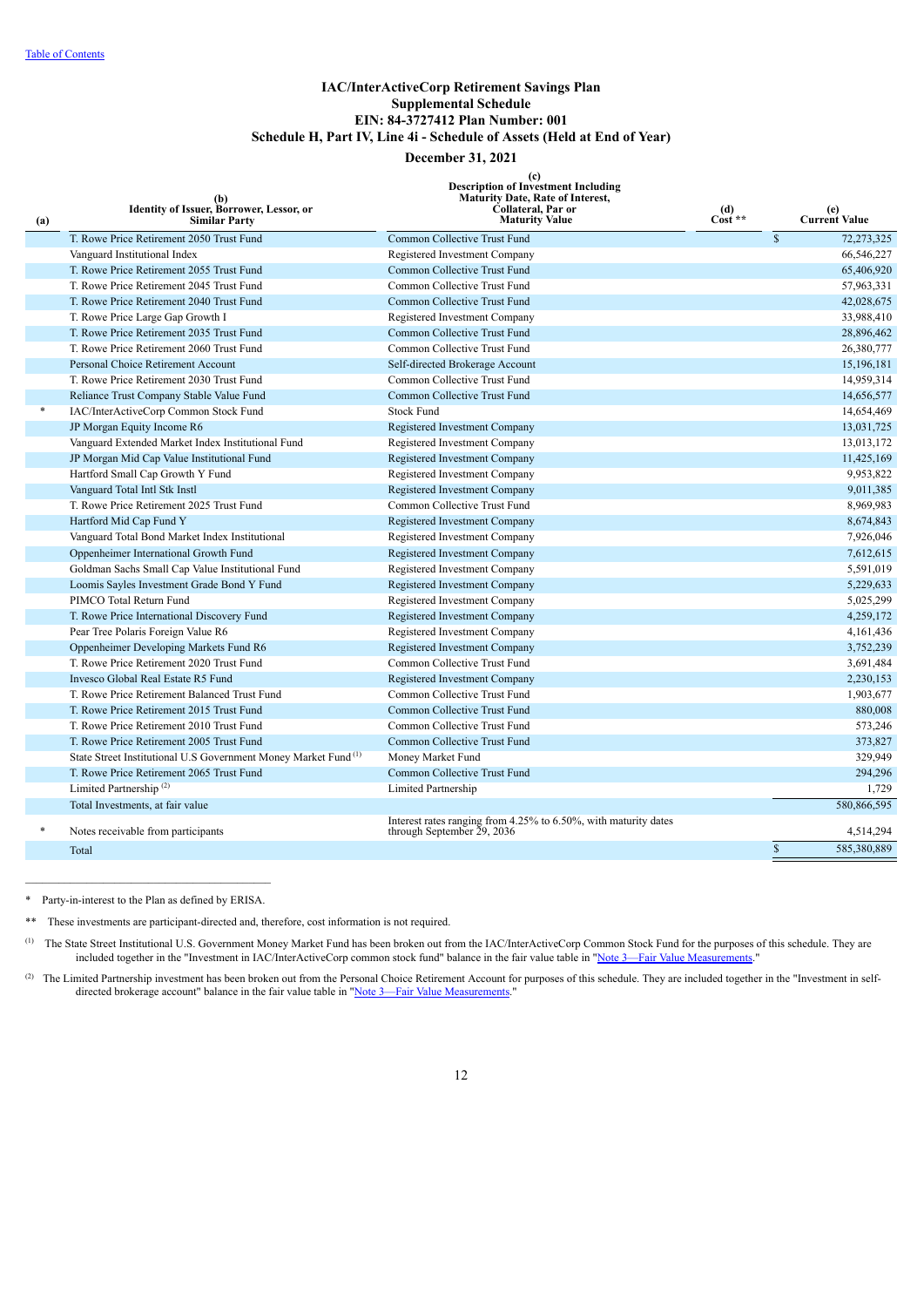[Table of Contents](#)

# IAC/InterActiveCorp Retirement Savings Plan
## Supplemental Schedule
## EIN: 84-3727412 Plan Number: 001
## Schedule H, Part IV, Line 4i - Schedule of Assets (Held at End of Year)
## December 31, 2021

| (a) | (b) Identity of Issuer, Borrower, Lessor, or Similar Party | (c) Description of Investment Including Maturity Date, Rate of Interest, Collateral, Par or Maturity Value | (d) Cost ** | (e) Current Value |
|---|---|---|---|---|
| | T. Rowe Price Retirement 2050 Trust Fund | Common Collective Trust Fund | | $ 72,273,325 |
| | Vanguard Institutional Index | Registered Investment Company | | 66,546,227 |
| | T. Rowe Price Retirement 2055 Trust Fund | Common Collective Trust Fund | | 65,406,920 |
| | T. Rowe Price Retirement 2045 Trust Fund | Common Collective Trust Fund | | 57,963,331 |
| | T. Rowe Price Retirement 2040 Trust Fund | Common Collective Trust Fund | | 42,028,675 |
| | T. Rowe Price Large Gap Growth I | Registered Investment Company | | 33,988,410 |
| | T. Rowe Price Retirement 2035 Trust Fund | Common Collective Trust Fund | | 28,896,462 |
| | T. Rowe Price Retirement 2060 Trust Fund | Common Collective Trust Fund | | 26,380,777 |
| | Personal Choice Retirement Account | Self-directed Brokerage Account | | 15,196,181 |
| | T. Rowe Price Retirement 2030 Trust Fund | Common Collective Trust Fund | | 14,959,314 |
| | Reliance Trust Company Stable Value Fund | Common Collective Trust Fund | | 14,656,577 |
| * | IAC/InterActiveCorp Common Stock Fund | Stock Fund | | 14,654,469 |
| | JP Morgan Equity Income R6 | Registered Investment Company | | 13,031,725 |
| | Vanguard Extended Market Index Institutional Fund | Registered Investment Company | | 13,013,172 |
| | JP Morgan Mid Cap Value Institutional Fund | Registered Investment Company | | 11,425,169 |
| | Hartford Small Cap Growth Y Fund | Registered Investment Company | | 9,953,822 |
| | Vanguard Total Intl Stk Instl | Registered Investment Company | | 9,011,385 |
| | T. Rowe Price Retirement 2025 Trust Fund | Common Collective Trust Fund | | 8,969,983 |
| | Hartford Mid Cap Fund Y | Registered Investment Company | | 8,674,843 |
| | Vanguard Total Bond Market Index Institutional | Registered Investment Company | | 7,926,046 |
| | Oppenheimer International Growth Fund | Registered Investment Company | | 7,612,615 |
| | Goldman Sachs Small Cap Value Institutional Fund | Registered Investment Company | | 5,591,019 |
| | Loomis Sayles Investment Grade Bond Y Fund | Registered Investment Company | | 5,229,633 |
| | PIMCO Total Return Fund | Registered Investment Company | | 5,025,299 |
| | T. Rowe Price International Discovery Fund | Registered Investment Company | | 4,259,172 |
| | Pear Tree Polaris Foreign Value R6 | Registered Investment Company | | 4,161,436 |
| | Oppenheimer Developing Markets Fund R6 | Registered Investment Company | | 3,752,239 |
| | T. Rowe Price Retirement 2020 Trust Fund | Common Collective Trust Fund | | 3,691,484 |
| | Invesco Global Real Estate R5 Fund | Registered Investment Company | | 2,230,153 |
| | T. Rowe Price Retirement Balanced Trust Fund | Common Collective Trust Fund | | 1,903,677 |
| | T. Rowe Price Retirement 2015 Trust Fund | Common Collective Trust Fund | | 880,008 |
| | T. Rowe Price Retirement 2010 Trust Fund | Common Collective Trust Fund | | 573,246 |
| | T. Rowe Price Retirement 2005 Trust Fund | Common Collective Trust Fund | | 373,827 |
| | State Street Institutional U.S Government Money Market Fund [(1)] | Money Market Fund | | 329,949 |
| | T. Rowe Price Retirement 2065 Trust Fund | Common Collective Trust Fund | | 294,296 |
| | Limited Partnership [(2)] | Limited Partnership | | 1,729 |
| | Total Investments, at fair value | | | 580,866,595 |
| * | Notes receivable from participants | Interest rates ranging from 4.25% to 6.50%, with maturity dates through September 29, 2036 | | 4,514,294 |
| | Total | | | $ 585,380,889 |

\* Party-in-interest to the Plan as defined by ERISA.

** These investments are participant-directed and, therefore, cost information is not required.

(1) The State Street Institutional U.S. Government Money Market Fund has been broken out from the IAC/InterActiveCorp Common Stock Fund for the purposes of this schedule. They are included together in the "Investment in IAC/InterActiveCorp common stock fund" balance in the fair value table in "[Note 3—Fair Value Measurements](#)."

(2) The Limited Partnership investment has been broken out from the Personal Choice Retirement Account for purposes of this schedule. They are included together in the "Investment in self-directed brokerage account" balance in the fair value table in "[Note 3—Fair Value Measurements](#)."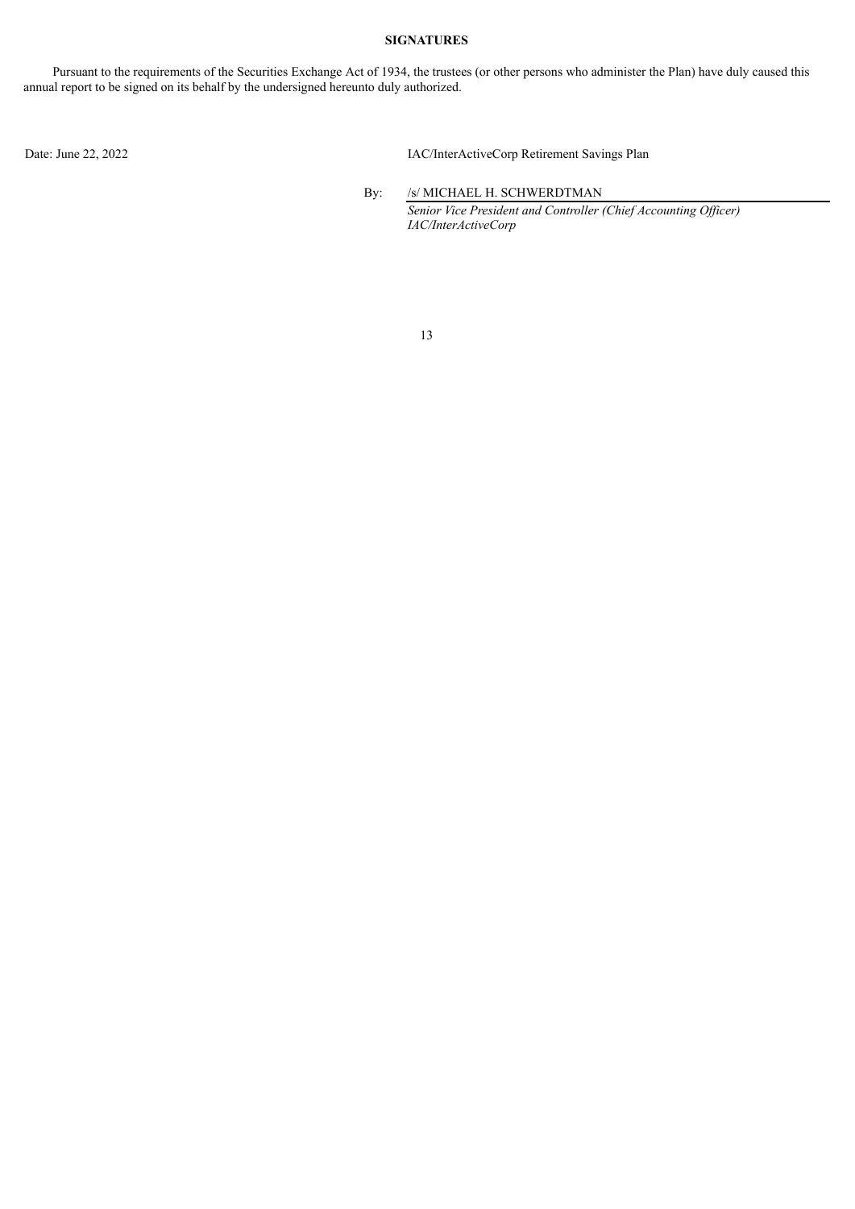**SIGNATURES**

Pursuant to the requirements of the Securities Exchange Act of 1934, the trustees (or other persons who administer the Plan) have duly caused this annual report to be signed on its behalf by the undersigned hereunto duly authorized.

Date: June 22, 2022

IAC/InterActiveCorp Retirement Savings Plan

By: /s/ MICHAEL H. SCHWERDTMAN

*Senior Vice President and Controller (Chief Accounting Officer)*
*IAC/InterActiveCorp*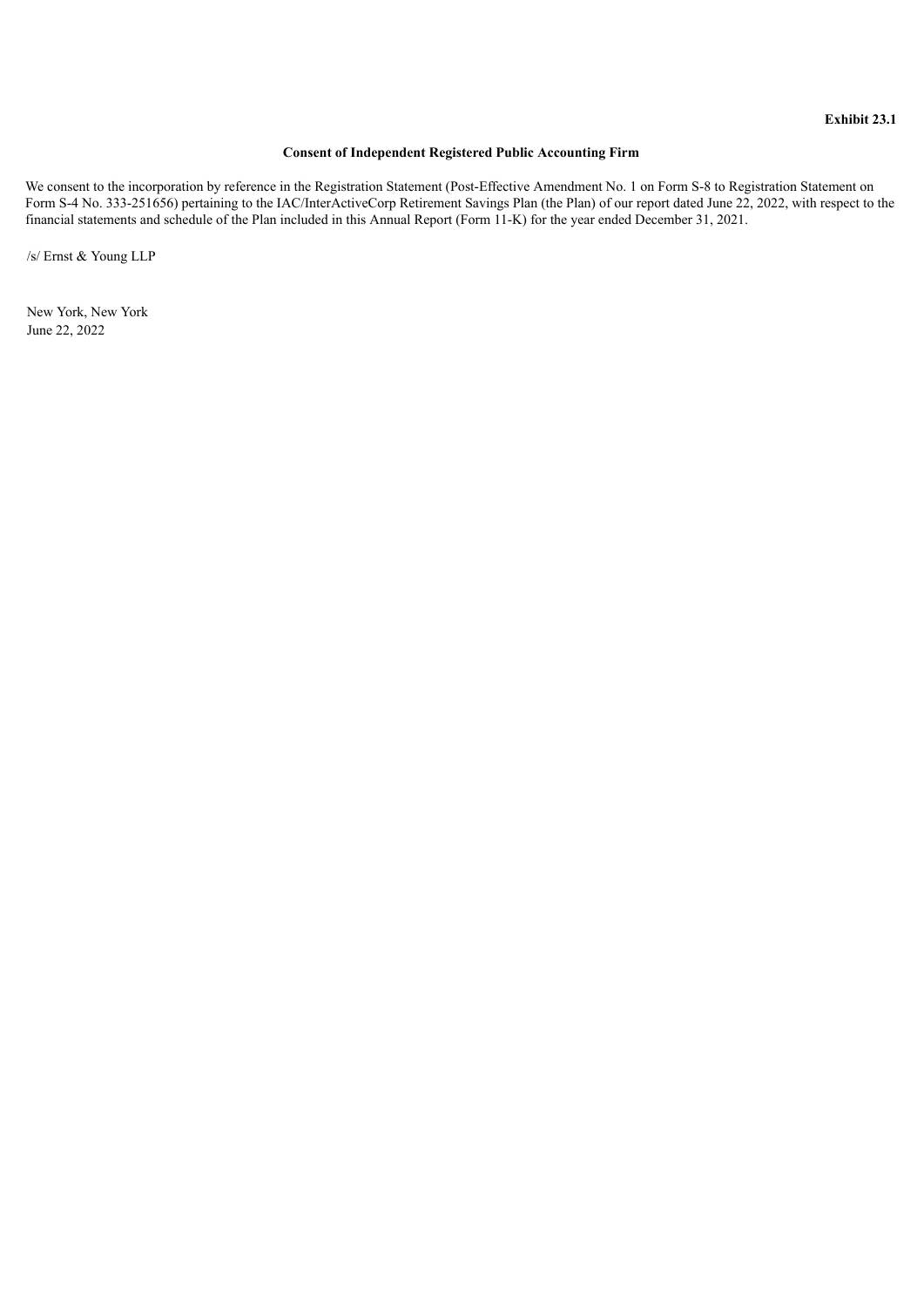**Exhibit 23.1**

**Consent of Independent Registered Public Accounting Firm**

We consent to the incorporation by reference in the Registration Statement (Post-Effective Amendment No. 1 on Form S-8 to Registration Statement on Form S-4 No. 333-251656) pertaining to the IAC/InterActiveCorp Retirement Savings Plan (the Plan) of our report dated June 22, 2022, with respect to the financial statements and schedule of the Plan included in this Annual Report (Form 11-K) for the year ended December 31, 2021.

/s/ Ernst & Young LLP

New York, New York
June 22, 2022